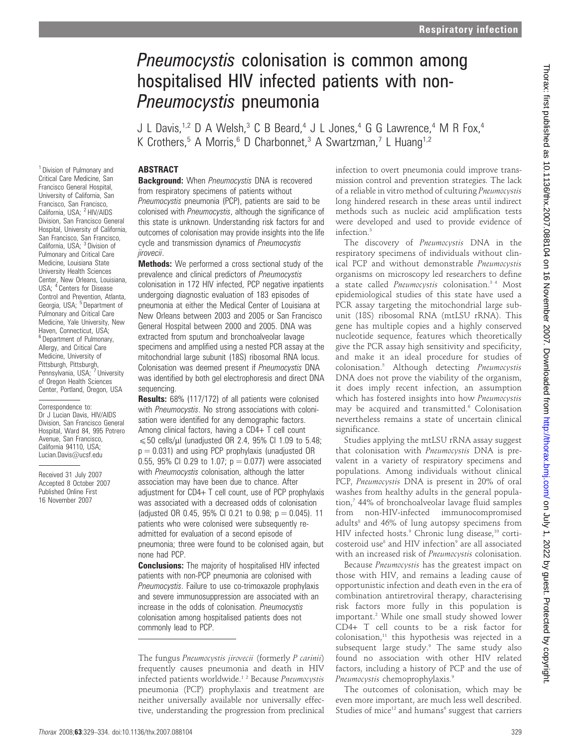# *Pneumocystis* colonisation is common among hospitalised HIV infected patients with non-*Pneumocystis* pneumonia

J L Davis,[1,2] D A Welsh,[3] C B Beard,[4] J L Jones,[4] G G Lawrence,[4] M R Fox,[4] K Crothers,[5] A Morris,[6] D Charbonnet,[3] A Swartzman,[7] L Huang[1,2]

[1] Division of Pulmonary and Critical Care Medicine, San Francisco General Hospital, University of California, San Francisco, San Francisco, California, USA; [2] HIV/AIDS Division, San Francisco General Hospital, University of California, San Francisco, San Francisco, California, USA; [3] Division of Pulmonary and Critical Care Medicine, Louisiana State University Health Sciences Center, New Orleans, Louisiana, USA; [4] Centers for Disease Control and Prevention, Atlanta, Georgia, USA; [5] Department of Pulmonary and Critical Care Medicine, Yale University, New Haven, Connecticut, USA; [6] Department of Pulmonary, Allergy, and Critical Care Medicine, University of Pittsburgh, Pittsburgh, Pennsylvania, USA; [7] University of Oregon Health Sciences Center, Portland, Oregon, USA

Correspondence to: Dr J Lucian Davis, HIV/AIDS Division, San Francisco General Hospital, Ward 84, 995 Potrero Avenue, San Francisco, California 94110, USA; Lucian.Davis@ucsf.edu

Received 31 July 2007
Accepted 8 October 2007
Published Online First 16 November 2007

## ABSTRACT

**Background:** When *Pneumocystis* DNA is recovered from respiratory specimens of patients without *Pneumocystis* pneumonia (PCP), patients are said to be colonised with *Pneumocystis*, although the significance of this state is unknown. Understanding risk factors for and outcomes of colonisation may provide insights into the life cycle and transmission dynamics of *Pneumocystis jirovecii*.

**Methods:** We performed a cross sectional study of the prevalence and clinical predictors of *Pneumocystis* colonisation in 172 HIV infected, PCP negative inpatients undergoing diagnostic evaluation of 183 episodes of pneumonia at either the Medical Center of Louisiana at New Orleans between 2003 and 2005 or San Francisco General Hospital between 2000 and 2005. DNA was extracted from sputum and bronchoalveolar lavage specimens and amplified using a nested PCR assay at the mitochondrial large subunit (18S) ribosomal RNA locus. Colonisation was deemed present if *Pneumocystis* DNA was identified by both gel electrophoresis and direct DNA sequencing.

**Results:** 68% (117/172) of all patients were colonised with *Pneumocystis*. No strong associations with colonisation were identified for any demographic factors. Among clinical factors, having a CD4+ T cell count $\leq$50 cells/μl (unadjusted OR 2.4, 95% CI 1.09 to 5.48; $p = 0.031$) and using PCP prophylaxis (unadjusted OR 0.55, 95% CI 0.29 to 1.07; $p = 0.077$) were associated with *Pneumocystis* colonisation, although the latter association may have been due to chance. After adjustment for CD4+ T cell count, use of PCP prophylaxis was associated with a decreased odds of colonisation (adjusted OR 0.45, 95% CI 0.21 to 0.98; $p = 0.045$). 11 patients who were colonised were subsequently re-admitted for evaluation of a second episode of pneumonia; three were found to be colonised again, but none had PCP.

**Conclusions:** The majority of hospitalised HIV infected patients with non-PCP pneumonia are colonised with *Pneumocystis*. Failure to use co-trimoxazole prophylaxis and severe immunosuppression are associated with an increase in the odds of colonisation. *Pneumocystis* colonisation among hospitalised patients does not commonly lead to PCP.

The fungus *Pneumocystis jirovecii* (formerly *P carinii*) frequently causes pneumonia and death in HIV infected patients worldwide.[1,2] Because *Pneumocystis* pneumonia (PCP) prophylaxis and treatment are neither universally available nor universally effective, understanding the progression from preclinical infection to overt pneumonia could improve transmission control and prevention strategies. The lack of a reliable in vitro method of culturing *Pneumocystis* long hindered research in these areas until indirect methods such as nucleic acid amplification tests were developed and used to provide evidence of infection.[3]

The discovery of *Pneumocystis* DNA in the respiratory specimens of individuals without clinical PCP and without demonstrable *Pneumocystis* organisms on microscopy led researchers to define a state called *Pneumocystis* colonisation.[3,4] Most epidemiological studies of this state have used a PCR assay targeting the mitochondrial large subunit (18S) ribosomal RNA (mtLSU rRNA). This gene has multiple copies and a highly conserved nucleotide sequence, features which theoretically give the PCR assay high sensitivity and specificity, and make it an ideal procedure for studies of colonisation.[5] Although detecting *Pneumocystis* DNA does not prove the viability of the organism, it does imply recent infection, an assumption which has fostered insights into how *Pneumocystis* may be acquired and transmitted.[6] Colonisation nevertheless remains a state of uncertain clinical significance.

Studies applying the mtLSU rRNA assay suggest that colonisation with *Pneumocystis* DNA is prevalent in a variety of respiratory specimens and populations. Among individuals without clinical PCP, *Pneumocystis* DNA is present in 20% of oral washes from healthy adults in the general population,[7] 44% of bronchoalveolar lavage fluid samples from non-HIV-infected immunocompromised adults[8] and 46% of lung autopsy specimens from HIV infected hosts.[9] Chronic lung disease,[10] corticosteroid use[8] and HIV infection[9] are all associated with an increased risk of *Pneumocystis* colonisation.

Because *Pneumocystis* has the greatest impact on those with HIV, and remains a leading cause of opportunistic infection and death even in the era of combination antiretroviral therapy, characterising risk factors more fully in this population is important.[2] While one small study showed lower CD4+ T cell counts to be a risk factor for colonisation,[11] this hypothesis was rejected in a subsequent large study.[9] The same study also found no association with other HIV related factors, including a history of PCP and the use of *Pneumocystis* chemoprophylaxis.[9]

The outcomes of colonisation, which may be even more important, are much less well described. Studies of mice[12] and humans[6] suggest that carriers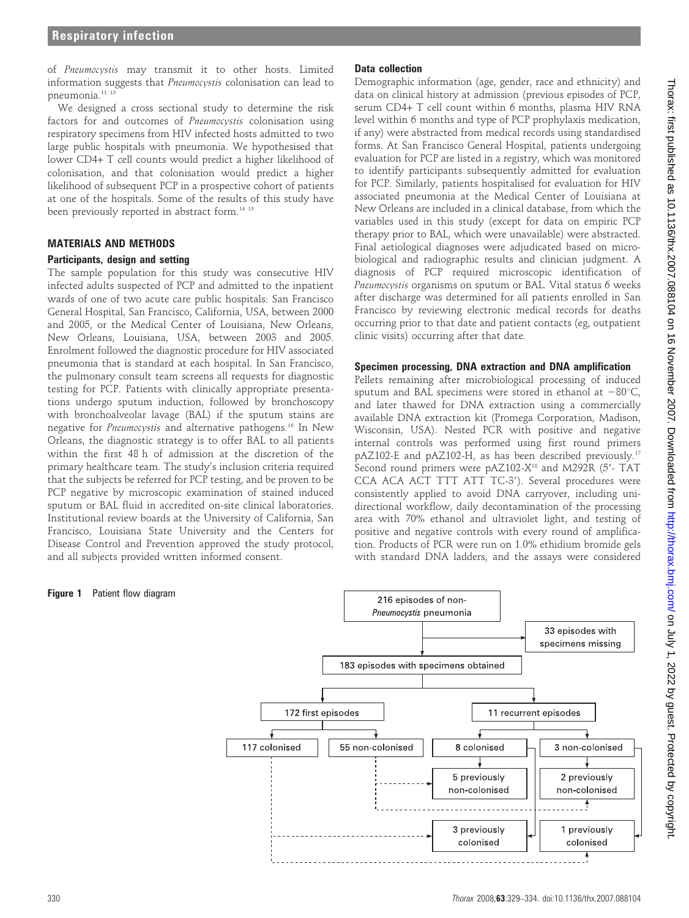of *Pneumocystis* may transmit it to other hosts. Limited information suggests that *Pneumocystis* colonisation can lead to pneumonia.[11 13]

We designed a cross sectional study to determine the risk factors for and outcomes of *Pneumocystis* colonisation using respiratory specimens from HIV infected hosts admitted to two large public hospitals with pneumonia. We hypothesised that lower CD4+ T cell counts would predict a higher likelihood of colonisation, and that colonisation would predict a higher likelihood of subsequent PCP in a prospective cohort of patients at one of the hospitals. Some of the results of this study have been previously reported in abstract form.[14 15]

## MATERIALS AND METHODS

### Participants, design and setting

The sample population for this study was consecutive HIV infected adults suspected of PCP and admitted to the inpatient wards of one of two acute care public hospitals: San Francisco General Hospital, San Francisco, California, USA, between 2000 and 2005, or the Medical Center of Louisiana, New Orleans, New Orleans, Louisiana, USA, between 2003 and 2005. Enrolment followed the diagnostic procedure for HIV associated pneumonia that is standard at each hospital. In San Francisco, the pulmonary consult team screens all requests for diagnostic testing for PCP. Patients with clinically appropriate presentations undergo sputum induction, followed by bronchoscopy with bronchoalveolar lavage (BAL) if the sputum stains are negative for *Pneumocystis* and alternative pathogens.[16] In New Orleans, the diagnostic strategy is to offer BAL to all patients within the first 48 h of admission at the discretion of the primary healthcare team. The study's inclusion criteria required that the subjects be referred for PCP testing, and be proven to be PCP negative by microscopic examination of stained induced sputum or BAL fluid in accredited on-site clinical laboratories. Institutional review boards at the University of California, San Francisco, Louisiana State University and the Centers for Disease Control and Prevention approved the study protocol, and all subjects provided written informed consent.

### Data collection

Demographic information (age, gender, race and ethnicity) and data on clinical history at admission (previous episodes of PCP, serum CD4+ T cell count within 6 months, plasma HIV RNA level within 6 months and type of PCP prophylaxis medication, if any) were abstracted from medical records using standardised forms. At San Francisco General Hospital, patients undergoing evaluation for PCP are listed in a registry, which was monitored to identify participants subsequently admitted for evaluation for PCP. Similarly, patients hospitalised for evaluation for HIV associated pneumonia at the Medical Center of Louisiana at New Orleans are included in a clinical database, from which the variables used in this study (except for data on empiric PCP therapy prior to BAL, which were unavailable) were abstracted. Final aetiological diagnoses were adjudicated based on microbiological and radiographic results and clinician judgment. A diagnosis of PCP required microscopic identification of *Pneumocystis* organisms on sputum or BAL. Vital status 6 weeks after discharge was determined for all patients enrolled in San Francisco by reviewing electronic medical records for deaths occurring prior to that date and patient contacts (eg, outpatient clinic visits) occurring after that date.

### Specimen processing, DNA extraction and DNA amplification

Pellets remaining after microbiological processing of induced sputum and BAL specimens were stored in ethanol at −80°C, and later thawed for DNA extraction using a commercially available DNA extraction kit (Promega Corporation, Madison, Wisconsin, USA). Nested PCR with positive and negative internal controls was performed using first round primers pAZ102-E and pAZ102-H, as has been described previously.[17] Second round primers were pAZ102-X[18] and M292R (5′- TAT CCA ACA ACT TTT ATT TC-3′). Several procedures were consistently applied to avoid DNA carryover, including unidirectional workflow, daily decontamination of the processing area with 70% ethanol and ultraviolet light, and testing of positive and negative controls with every round of amplification. Products of PCR were run on 1.0% ethidium bromide gels with standard DNA ladders, and the assays were considered

**Figure 1** Patient flow diagram

216 episodes of non-*Pneumocystis* pneumonia → 33 episodes with specimens missing; 183 episodes with specimens obtained → 172 first episodes (117 colonised; 55 non-colonised) and 11 recurrent episodes (8 colonised: 5 previously non-colonised, 3 previously colonised; 3 non-colonised: 2 previously non-colonised, 1 previously colonised)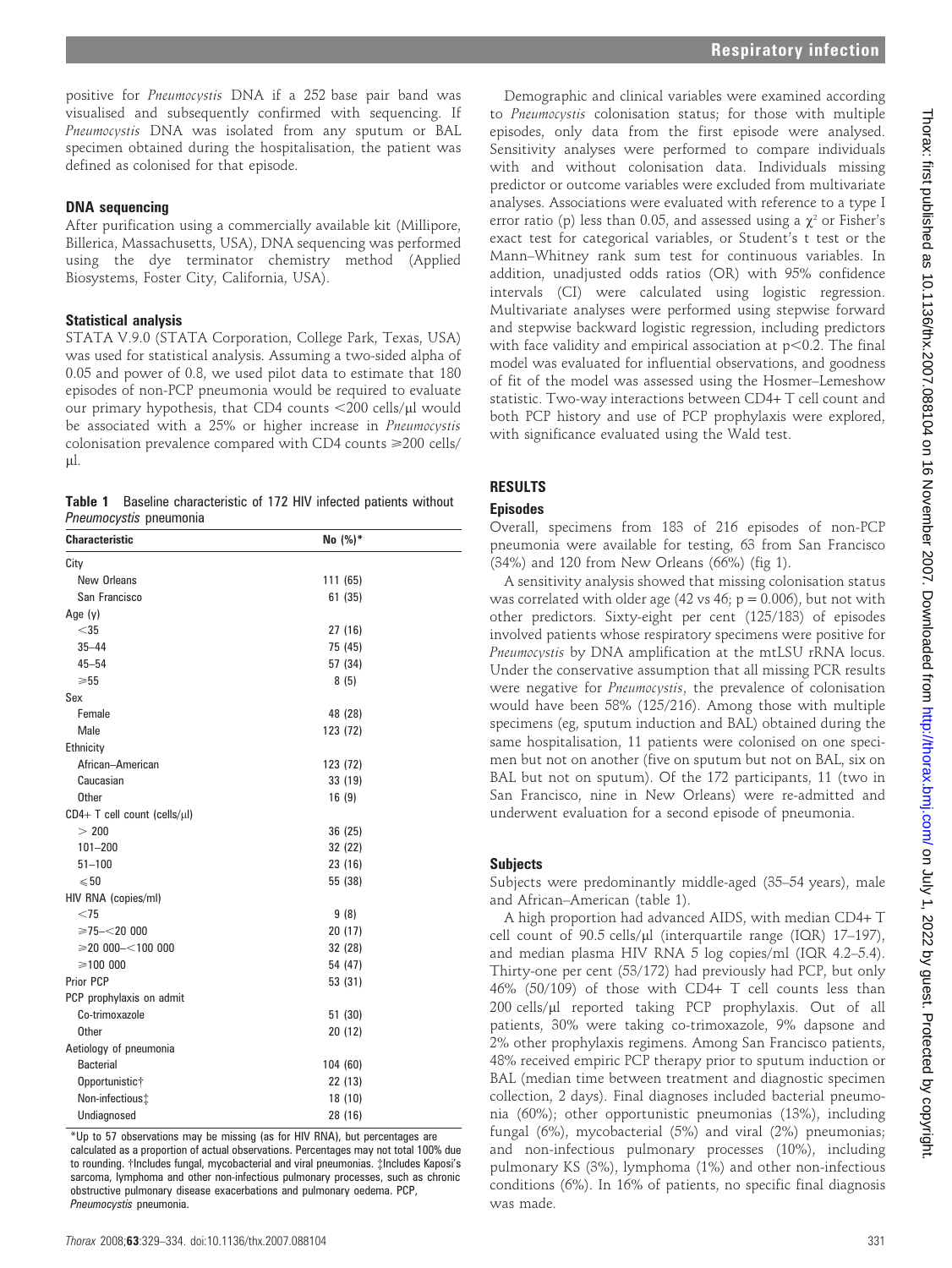positive for *Pneumocystis* DNA if a 252 base pair band was visualised and subsequently confirmed with sequencing. If *Pneumocystis* DNA was isolated from any sputum or BAL specimen obtained during the hospitalisation, the patient was defined as colonised for that episode.

### DNA sequencing

After purification using a commercially available kit (Millipore, Billerica, Massachusetts, USA), DNA sequencing was performed using the dye terminator chemistry method (Applied Biosystems, Foster City, California, USA).

### Statistical analysis

STATA V.9.0 (STATA Corporation, College Park, Texas, USA) was used for statistical analysis. Assuming a two-sided alpha of 0.05 and power of 0.8, we used pilot data to estimate that 180 episodes of non-PCP pneumonia would be required to evaluate our primary hypothesis, that CD4 counts <200 cells/μl would be associated with a 25% or higher increase in *Pneumocystis* colonisation prevalence compared with CD4 counts ⩾200 cells/μl.

**Table 1** Baseline characteristic of 172 HIV infected patients without *Pneumocystis* pneumonia

| Characteristic | No (%)* |
|---|---|
| City | |
| New Orleans | 111 (65) |
| San Francisco | 61 (35) |
| Age (y) | |
| <35 | 27 (16) |
| 35–44 | 75 (45) |
| 45–54 | 57 (34) |
| ⩾55 | 8 (5) |
| Sex | |
| Female | 48 (28) |
| Male | 123 (72) |
| Ethnicity | |
| African–American | 123 (72) |
| Caucasian | 33 (19) |
| Other | 16 (9) |
| CD4+ T cell count (cells/μl) | |
| > 200 | 36 (25) |
| 101–200 | 32 (22) |
| 51–100 | 23 (16) |
| ⩽50 | 55 (38) |
| HIV RNA (copies/ml) | |
| <75 | 9 (8) |
| ⩾75–<20 000 | 20 (17) |
| ⩾20 000–<100 000 | 32 (28) |
| ⩾100 000 | 54 (47) |
| Prior PCP | 53 (31) |
| PCP prophylaxis on admit | |
| Co-trimoxazole | 51 (30) |
| Other | 20 (12) |
| Aetiology of pneumonia | |
| Bacterial | 104 (60) |
| Opportunistic† | 22 (13) |
| Non-infectious‡ | 18 (10) |
| Undiagnosed | 28 (16) |

*Up to 57 observations may be missing (as for HIV RNA), but percentages are calculated as a proportion of actual observations. Percentages may not total 100% due to rounding. †Includes fungal, mycobacterial and viral pneumonias. ‡Includes Kaposi's sarcoma, lymphoma and other non-infectious pulmonary processes, such as chronic obstructive pulmonary disease exacerbations and pulmonary oedema. PCP, *Pneumocystis* pneumonia.

Demographic and clinical variables were examined according to *Pneumocystis* colonisation status; for those with multiple episodes, only data from the first episode were analysed. Sensitivity analyses were performed to compare individuals with and without colonisation data. Individuals missing predictor or outcome variables were excluded from multivariate analyses. Associations were evaluated with reference to a type I error ratio (p) less than 0.05, and assessed using a $\chi^2$ or Fisher's exact test for categorical variables, or Student's t test or the Mann–Whitney rank sum test for continuous variables. In addition, unadjusted odds ratios (OR) with 95% confidence intervals (CI) were calculated using logistic regression. Multivariate analyses were performed using stepwise forward and stepwise backward logistic regression, including predictors with face validity and empirical association at $p<0.2$. The final model was evaluated for influential observations, and goodness of fit of the model was assessed using the Hosmer–Lemeshow statistic. Two-way interactions between CD4+ T cell count and both PCP history and use of PCP prophylaxis were explored, with significance evaluated using the Wald test.

## RESULTS

### Episodes

Overall, specimens from 183 of 216 episodes of non-PCP pneumonia were available for testing, 63 from San Francisco (34%) and 120 from New Orleans (66%) (fig 1).

A sensitivity analysis showed that missing colonisation status was correlated with older age (42 vs 46; $p = 0.006$), but not with other predictors. Sixty-eight per cent (125/183) of episodes involved patients whose respiratory specimens were positive for *Pneumocystis* by DNA amplification at the mtLSU rRNA locus. Under the conservative assumption that all missing PCR results were negative for *Pneumocystis*, the prevalence of colonisation would have been 58% (125/216). Among those with multiple specimens (eg, sputum induction and BAL) obtained during the same hospitalisation, 11 patients were colonised on one specimen but not on another (five on sputum but not on BAL, six on BAL but not on sputum). Of the 172 participants, 11 (two in San Francisco, nine in New Orleans) were re-admitted and underwent evaluation for a second episode of pneumonia.

### Subjects

Subjects were predominantly middle-aged (35–54 years), male and African–American (table 1).

A high proportion had advanced AIDS, with median CD4+ T cell count of 90.5 cells/μl (interquartile range (IQR) 17–197), and median plasma HIV RNA 5 log copies/ml (IQR 4.2–5.4). Thirty-one per cent (53/172) had previously had PCP, but only 46% (50/109) of those with CD4+ T cell counts less than 200 cells/μl reported taking PCP prophylaxis. Out of all patients, 30% were taking co-trimoxazole, 9% dapsone and 2% other prophylaxis regimens. Among San Francisco patients, 48% received empiric PCP therapy prior to sputum induction or BAL (median time between treatment and diagnostic specimen collection, 2 days). Final diagnoses included bacterial pneumonia (60%); other opportunistic pneumonias (13%), including fungal (6%), mycobacterial (5%) and viral (2%) pneumonias; and non-infectious pulmonary processes (10%), including pulmonary KS (3%), lymphoma (1%) and other non-infectious conditions (6%). In 16% of patients, no specific final diagnosis was made.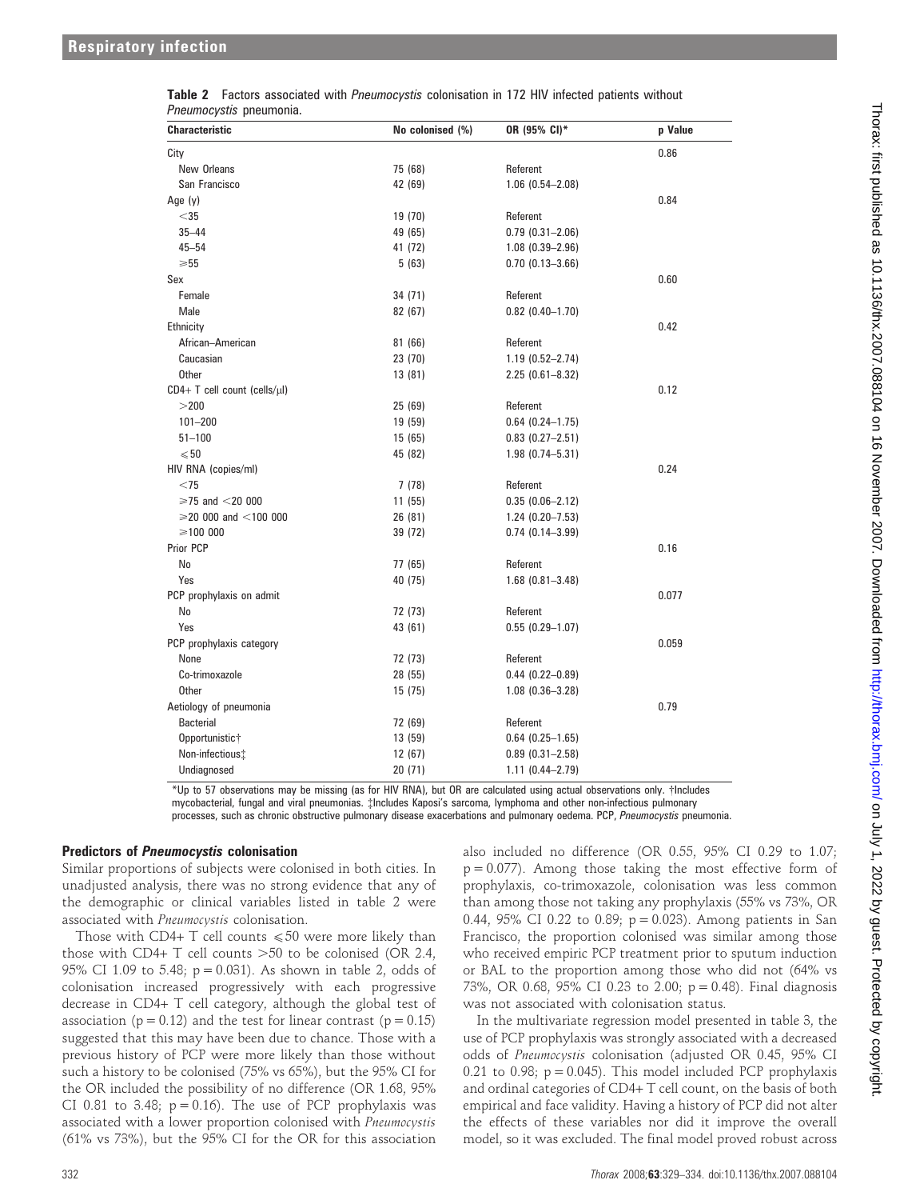**Table 2** Factors associated with *Pneumocystis* colonisation in 172 HIV infected patients without *Pneumocystis* pneumonia.

| Characteristic | No colonised (%) | OR (95% CI)* | p Value |
|---|---|---|---|
| City | | | 0.86 |
| New Orleans | 75 (68) | Referent | |
| San Francisco | 42 (69) | 1.06 (0.54–2.08) | |
| Age (y) | | | 0.84 |
| <35 | 19 (70) | Referent | |
| 35–44 | 49 (65) | 0.79 (0.31–2.06) | |
| 45–54 | 41 (72) | 1.08 (0.39–2.96) | |
| ⩾55 | 5 (63) | 0.70 (0.13–3.66) | |
| Sex | | | 0.60 |
| Female | 34 (71) | Referent | |
| Male | 82 (67) | 0.82 (0.40–1.70) | |
| Ethnicity | | | 0.42 |
| African–American | 81 (66) | Referent | |
| Caucasian | 23 (70) | 1.19 (0.52–2.74) | |
| Other | 13 (81) | 2.25 (0.61–8.32) | |
| CD4+ T cell count (cells/μl) | | | 0.12 |
| >200 | 25 (69) | Referent | |
| 101–200 | 19 (59) | 0.64 (0.24–1.75) | |
| 51–100 | 15 (65) | 0.83 (0.27–2.51) | |
| ⩽50 | 45 (82) | 1.98 (0.74–5.31) | |
| HIV RNA (copies/ml) | | | 0.24 |
| <75 | 7 (78) | Referent | |
| ⩾75 and <20 000 | 11 (55) | 0.35 (0.06–2.12) | |
| ⩾20 000 and <100 000 | 26 (81) | 1.24 (0.20–7.53) | |
| ⩾100 000 | 39 (72) | 0.74 (0.14–3.99) | |
| Prior PCP | | | 0.16 |
| No | 77 (65) | Referent | |
| Yes | 40 (75) | 1.68 (0.81–3.48) | |
| PCP prophylaxis on admit | | | 0.077 |
| No | 72 (73) | Referent | |
| Yes | 43 (61) | 0.55 (0.29–1.07) | |
| PCP prophylaxis category | | | 0.059 |
| None | 72 (73) | Referent | |
| Co-trimoxazole | 28 (55) | 0.44 (0.22–0.89) | |
| Other | 15 (75) | 1.08 (0.36–3.28) | |
| Aetiology of pneumonia | | | 0.79 |
| Bacterial | 72 (69) | Referent | |
| Opportunistic† | 13 (59) | 0.64 (0.25–1.65) | |
| Non-infectious‡ | 12 (67) | 0.89 (0.31–2.58) | |
| Undiagnosed | 20 (71) | 1.11 (0.44–2.79) | |

*Up to 57 observations may be missing (as for HIV RNA), but OR are calculated using actual observations only. †Includes mycobacterial, fungal and viral pneumonias. ‡Includes Kaposi's sarcoma, lymphoma and other non-infectious pulmonary processes, such as chronic obstructive pulmonary disease exacerbations and pulmonary oedema. PCP, *Pneumocystis* pneumonia.

### Predictors of *Pneumocystis* colonisation

Similar proportions of subjects were colonised in both cities. In unadjusted analysis, there was no strong evidence that any of the demographic or clinical variables listed in table 2 were associated with *Pneumocystis* colonisation.

Those with CD4+ T cell counts ⩽50 were more likely than those with CD4+ T cell counts >50 to be colonised (OR 2.4, 95% CI 1.09 to 5.48; p = 0.031). As shown in table 2, odds of colonisation increased progressively with each progressive decrease in CD4+ T cell category, although the global test of association (p = 0.12) and the test for linear contrast (p = 0.15) suggested that this may have been due to chance. Those with a previous history of PCP were more likely than those without such a history to be colonised (75% vs 65%), but the 95% CI for the OR included the possibility of no difference (OR 1.68, 95% CI 0.81 to 3.48; p = 0.16). The use of PCP prophylaxis was associated with a lower proportion colonised with *Pneumocystis* (61% vs 73%), but the 95% CI for the OR for this association also included no difference (OR 0.55, 95% CI 0.29 to 1.07; p = 0.077). Among those taking the most effective form of prophylaxis, co-trimoxazole, colonisation was less common than among those not taking any prophylaxis (55% vs 73%, OR 0.44, 95% CI 0.22 to 0.89; p = 0.023). Among patients in San Francisco, the proportion colonised was similar among those who received empiric PCP treatment prior to sputum induction or BAL to the proportion among those who did not (64% vs 73%, OR 0.68, 95% CI 0.23 to 2.00; p = 0.48). Final diagnosis was not associated with colonisation status.

In the multivariate regression model presented in table 3, the use of PCP prophylaxis was strongly associated with a decreased odds of *Pneumocystis* colonisation (adjusted OR 0.45, 95% CI 0.21 to 0.98; p = 0.045). This model included PCP prophylaxis and ordinal categories of CD4+ T cell count, on the basis of both empirical and face validity. Having a history of PCP did not alter the effects of these variables nor did it improve the overall model, so it was excluded. The final model proved robust across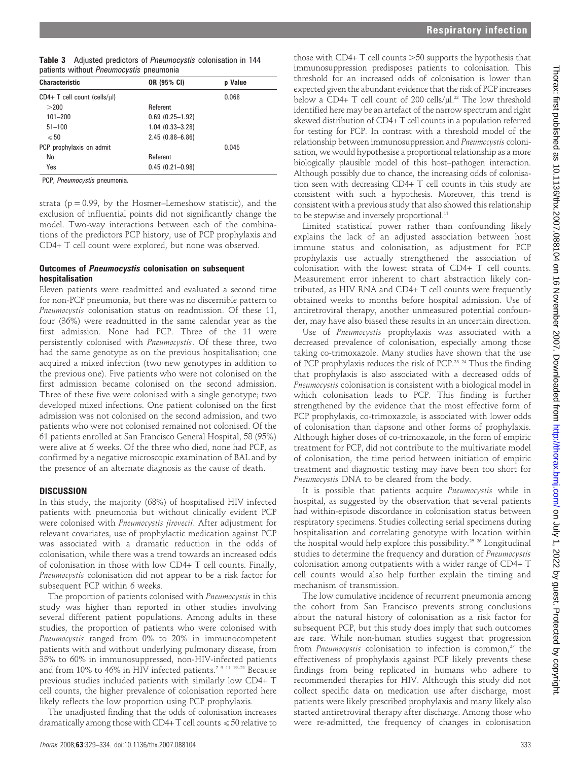**Table 3** Adjusted predictors of *Pneumocystis* colonisation in 144 patients without *Pneumocystis* pneumonia

| Characteristic | OR (95% CI) | p Value |
|---|---|---|
| CD4+ T cell count (cells/μl) | | 0.068 |
| >200 | Referent | |
| 101–200 | 0.69 (0.25–1.92) | |
| 51–100 | 1.04 (0.33–3.28) | |
| ⩽50 | 2.45 (0.88–6.86) | |
| PCP prophylaxis on admit | | 0.045 |
| No | Referent | |
| Yes | 0.45 (0.21–0.98) | |

PCP, *Pneumocystis* pneumonia.

strata (p = 0.99, by the Hosmer–Lemeshow statistic), and the exclusion of influential points did not significantly change the model. Two-way interactions between each of the combinations of the predictors PCP history, use of PCP prophylaxis and CD4+ T cell count were explored, but none was observed.

### Outcomes of *Pneumocystis* colonisation on subsequent hospitalisation

Eleven patients were readmitted and evaluated a second time for non-PCP pneumonia, but there was no discernible pattern to *Pneumocystis* colonisation status on readmission. Of these 11, four (36%) were readmitted in the same calendar year as the first admission. None had PCP. Three of the 11 were persistently colonised with *Pneumocystis*. Of these three, two had the same genotype as on the previous hospitalisation; one acquired a mixed infection (two new genotypes in addition to the previous one). Five patients who were not colonised on the first admission became colonised on the second admission. Three of these five were colonised with a single genotype; two developed mixed infections. One patient colonised on the first admission was not colonised on the second admission, and two patients who were not colonised remained not colonised. Of the 61 patients enrolled at San Francisco General Hospital, 58 (95%) were alive at 6 weeks. Of the three who died, none had PCP, as confirmed by a negative microscopic examination of BAL and by the presence of an alternate diagnosis as the cause of death.

## DISCUSSION

In this study, the majority (68%) of hospitalised HIV infected patients with pneumonia but without clinically evident PCP were colonised with *Pneumocystis jirovecii*. After adjustment for relevant covariates, use of prophylactic medication against PCP was associated with a dramatic reduction in the odds of colonisation, while there was a trend towards an increased odds of colonisation in those with low CD4+ T cell counts. Finally, *Pneumocystis* colonisation did not appear to be a risk factor for subsequent PCP within 6 weeks.

The proportion of patients colonised with *Pneumocystis* in this study was higher than reported in other studies involving several different patient populations. Among adults in these studies, the proportion of patients who were colonised with *Pneumocystis* ranged from 0% to 20% in immunocompetent patients with and without underlying pulmonary disease, from 35% to 60% in immunosuppressed, non-HIV-infected patients and from 10% to 46% in HIV infected patients.[7 9 11 19–21] Because previous studies included patients with similarly low CD4+ T cell counts, the higher prevalence of colonisation reported here likely reflects the low proportion using PCP prophylaxis.

The unadjusted finding that the odds of colonisation increases dramatically among those with CD4+ T cell counts ⩽50 relative to those with CD4+ T cell counts >50 supports the hypothesis that immunosuppression predisposes patients to colonisation. This threshold for an increased odds of colonisation is lower than expected given the abundant evidence that the risk of PCP increases below a CD4+ T cell count of 200 cells/μl.[22] The low threshold identified here may be an artefact of the narrow spectrum and right skewed distribution of CD4+ T cell counts in a population referred for testing for PCP. In contrast with a threshold model of the relationship between immunosuppression and *Pneumocystis* colonisation, we would hypothesise a proportional relationship as a more biologically plausible model of this host–pathogen interaction. Although possibly due to chance, the increasing odds of colonisation seen with decreasing CD4+ T cell counts in this study are consistent with such a hypothesis. Moreover, this trend is consistent with a previous study that also showed this relationship to be stepwise and inversely proportional.[11]

Limited statistical power rather than confounding likely explains the lack of an adjusted association between host immune status and colonisation, as adjustment for PCP prophylaxis use actually strengthened the association of colonisation with the lowest strata of CD4+ T cell counts. Measurement error inherent to chart abstraction likely contributed, as HIV RNA and CD4+ T cell counts were frequently obtained weeks to months before hospital admission. Use of antiretroviral therapy, another unmeasured potential confounder, may have also biased these results in an uncertain direction.

Use of *Pneumocystis* prophylaxis was associated with a decreased prevalence of colonisation, especially among those taking co-trimoxazole. Many studies have shown that the use of PCP prophylaxis reduces the risk of PCP.[23 24] Thus the finding that prophylaxis is also associated with a decreased odds of *Pneumocystis* colonisation is consistent with a biological model in which colonisation leads to PCP. This finding is further strengthened by the evidence that the most effective form of PCP prophylaxis, co-trimoxazole, is associated with lower odds of colonisation than dapsone and other forms of prophylaxis. Although higher doses of co-trimoxazole, in the form of empiric treatment for PCP, did not contribute to the multivariate model of colonisation, the time period between initiation of empiric treatment and diagnostic testing may have been too short for *Pneumocystis* DNA to be cleared from the body.

It is possible that patients acquire *Pneumocystis* while in hospital, as suggested by the observation that several patients had within-episode discordance in colonisation status between respiratory specimens. Studies collecting serial specimens during hospitalisation and correlating genotype with location within the hospital would help explore this possibility.[25 26] Longitudinal studies to determine the frequency and duration of *Pneumocystis* colonisation among outpatients with a wider range of CD4+ T cell counts would also help further explain the timing and mechanism of transmission.

The low cumulative incidence of recurrent pneumonia among the cohort from San Francisco prevents strong conclusions about the natural history of colonisation as a risk factor for subsequent PCP, but this study does imply that such outcomes are rare. While non-human studies suggest that progression from *Pneumocystis* colonisation to infection is common,[27] the effectiveness of prophylaxis against PCP likely prevents these findings from being replicated in humans who adhere to recommended therapies for HIV. Although this study did not collect specific data on medication use after discharge, most patients were likely prescribed prophylaxis and many likely also started antiretroviral therapy after discharge. Among those who were re-admitted, the frequency of changes in colonisation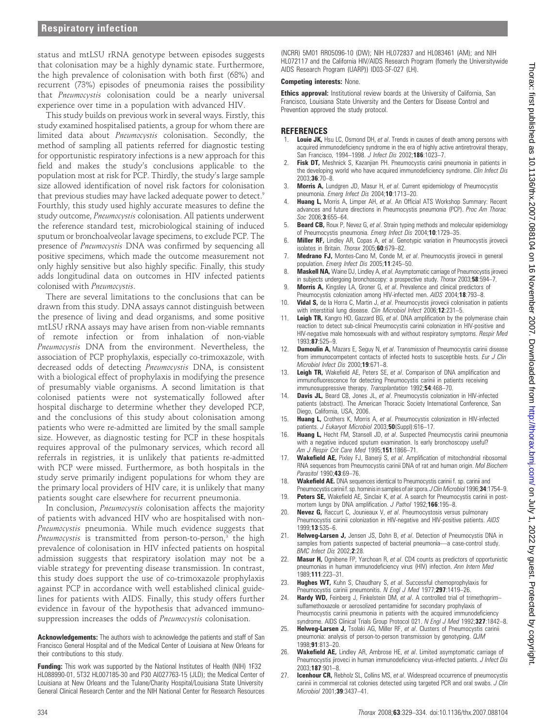status and mtLSU rRNA genotype between episodes suggests that colonisation may be a highly dynamic state. Furthermore, the high prevalence of colonisation with both first (68%) and recurrent (73%) episodes of pneumonia raises the possibility that *Pneumocystis* colonisation could be a nearly universal experience over time in a population with advanced HIV.

This study builds on previous work in several ways. Firstly, this study examined hospitalised patients, a group for whom there are limited data about *Pneumocystis* colonisation. Secondly, the method of sampling all patients referred for diagnostic testing for opportunistic respiratory infections is a new approach for this field and makes the study's conclusions applicable to the population most at risk for PCP. Thirdly, the study's large sample size allowed identification of novel risk factors for colonisation that previous studies may have lacked adequate power to detect.[9] Fourthly, this study used highly accurate measures to define the study outcome, *Pneumocystis* colonisation. All patients underwent the reference standard test, microbiological staining of induced sputum or bronchoalveolar lavage specimens, to exclude PCP. The presence of *Pneumocystis* DNA was confirmed by sequencing all positive specimens, which made the outcome measurement not only highly sensitive but also highly specific. Finally, this study adds longitudinal data on outcomes in HIV infected patients colonised with *Pneumocystis*.

There are several limitations to the conclusions that can be drawn from this study. DNA assays cannot distinguish between the presence of living and dead organisms, and some positive mtLSU rRNA assays may have arisen from non-viable remnants of remote infection or from inhalation of non-viable *Pneumocystis* DNA from the environment. Nevertheless, the association of PCP prophylaxis, especially co-trimoxazole, with decreased odds of detecting *Pneumocystis* DNA, is consistent with a biological effect of prophylaxis in modifying the presence of presumably viable organisms. A second limitation is that colonised patients were not systematically followed after hospital discharge to determine whether they developed PCP, and the conclusions of this study about colonisation among patients who were re-admitted are limited by the small sample size. However, as diagnostic testing for PCP in these hospitals requires approval of the pulmonary services, which record all referrals in registries, it is unlikely that patients re-admitted with PCP were missed. Furthermore, as both hospitals in the study serve primarily indigent populations for whom they are the primary local providers of HIV care, it is unlikely that many patients sought care elsewhere for recurrent pneumonia.

In conclusion, *Pneumocystis* colonisation affects the majority of patients with advanced HIV who are hospitalised with non-*Pneumocystis* pneumonia. While much evidence suggests that *Pneumocystis* is transmitted from person-to-person,[3] the high prevalence of colonisation in HIV infected patients on hospital admission suggests that respiratory isolation may not be a viable strategy for preventing disease transmission. In contrast, this study does support the use of co-trimoxazole prophylaxis against PCP in accordance with well established clinical guidelines for patients with AIDS. Finally, this study offers further evidence in favour of the hypothesis that advanced immunosuppression increases the odds of *Pneumocystis* colonisation.

**Acknowledgements:** The authors wish to acknowledge the patients and staff of San Francisco General Hospital and of the Medical Center of Louisiana at New Orleans for their contributions to this study.

**Funding:** This work was supported by the National Institutes of Health (NIH) 1F32 HL088990-01, 5T32 HL007185-30 and P30 AI027763-15 (JLD); the Medical Center of Louisiana at New Orleans and the Tulane/Charity Hospital/Louisiana State University General Clinical Research Center and the NIH National Center for Research Resources (NCRR) 5M01 RR05096-10 (DW); NIH HL072837 and HL083461 (AM); and NIH HL072117 and the California HIV/AIDS Research Program (fomerly the Universitywide AIDS Research Program (UARP)) ID03-SF-027 (LH).

**Competing interests:** None.

**Ethics approval:** Institutional review boards at the University of California, San Francisco, Louisiana State University and the Centers for Disease Control and Prevention approved the study protocol.

## REFERENCES

1. **Louie JK,** Hsu LC, Osmond DH, *et al*. Trends in causes of death among persons with acquired immunodeficiency syndrome in the era of highly active antiretroviral therapy, San Francisco, 1994–1998. *J Infect Dis* 2002;**186**:1023–7.
2. **Fisk DT,** Meshnick S, Kazanjian PH. Pneumocystis carinii pneumonia in patients in the developing world who have acquired immunodeficiency syndrome. *Clin Infect Dis* 2003;**36**:70–8.
3. **Morris A,** Lundgren JD, Masur H, *et al*. Current epidemiology of Pneumocystis pneumonia. *Emerg Infect Dis* 2004;**10**:1713–20.
4. **Huang L,** Morris A, Limper AH, *et al*. An Official ATS Workshop Summary: Recent advances and future directions in Pneumocystis pneumonia (PCP). *Proc Am Thorac Soc* 2006;**3**:655–64.
5. **Beard CB,** Roux P, Nevez G, *et al*. Strain typing methods and molecular epidemiology of Pneumocystis pneumonia. *Emerg Infect Dis* 2004;**10**:1729–35.
6. **Miller RF,** Lindley AR, Copas A, *et al*. Genotypic variation in Pneumocystis jirovecii isolates in Britain. *Thorax* 2005;**60**:679–82.
7. **Medrano FJ,** Montes-Cano M, Conde M, *et al*. Pneumocystis jirovecii in general population. *Emerg Infect Dis* 2005;**11**:245–50.
8. **Maskell NA,** Waine DJ, Lindley A, *et al*. Asymptomatic carriage of Pneumocystis jiroveci in subjects undergoing bronchoscopy: a prospective study. *Thorax* 2003;**58**:594–7.
9. **Morris A,** Kingsley LA, Groner G, *et al*. Prevalence and clinical predictors of Pneumocystis colonization among HIV-infected men. *AIDS* 2004;**18**:793–8.
10. **Vidal S,** de la Horra C, Martin J, *et al*. Pneumocystis jirovecii colonisation in patients with interstitial lung disease. *Clin Microbiol Infect* 2006;**12**:231–5.
11. **Leigh TR,** Kangro HO, Gazzard BG, *et al*. DNA amplification by the polymerase chain reaction to detect sub-clinical Pneumocystis carinii colonization in HIV-positive and HIV-negative male homosexuals with and without respiratory symptoms. *Respir Med* 1993;**87**:525–9.
12. **Dumoulin A,** Mazars E, Seguy N, *et al*. Transmission of Pneumocystis carinii disease from immunocompetent contacts of infected hosts to susceptible hosts. *Eur J Clin Microbiol Infect Dis* 2000;**19**:671–8.
13. **Leigh TR,** Wakefield AE, Peters SE, *et al*. Comparison of DNA amplification and immunofluorescence for detecting Pneumocystis carinii in patients receiving immunosuppressive therapy. *Transplantation* 1992;**54**:468–70.
14. **Davis JL,** Beard CB, Jones JL, *et al*. Pneumocystis colonization in HIV-infected patients (abstract). The American Thoracic Society International Conference, San Diego, California, USA, 2006.
15. **Huang L,** Crothers K, Morris A, *et al*. Pneumocystis colonization in HIV-infected patients. *J Eukaryot Microbiol* 2003;**50**(Suppl):616–17.
16. **Huang L,** Hecht FM, Stansell JD, *et al*. Suspected Pneumocystis carinii pneumonia with a negative induced sputum examination. Is early bronchoscopy useful? *Am J Respir Crit Care Med* 1995;**151**:1866–71.
17. **Wakefield AE,** Pixley FJ, Banerji S, *et al*. Amplification of mitochondrial ribosomal RNA sequences from Pneumocystis carinii DNA of rat and human origin. *Mol Biochem Parasitol* 1990;**43**:69–76.
18. **Wakefield AE.** DNA sequences identical to Pneumocystis carinii f. sp. carinii and Pneumocystis carinii f. sp. hominis in samples of air spora. *J Clin Microbiol* 1996;**34**:1754–9.
19. **Peters SE,** Wakefield AE, Sinclair K, *et al*. A search for Pneumocystis carinii in post-mortem lungs by DNA amplification. *J Pathol* 1992;**166**:195–8.
20. **Nevez G,** Raccurt C, Jounieaux V, *et al*. Pneumocystosis versus pulmonary Pneumocystis carinii colonization in HIV-negative and HIV-positive patients. *AIDS* 1999;**13**:535–6.
21. **Helweg-Larsen J,** Jensen JS, Dohn B, *et al*. Detection of Pneumocystis DNA in samples from patients suspected of bacterial pneumonia—a case-control study. *BMC Infect Dis* 2002;**2**:28.
22. **Masur H,** Ognibene FP, Yarchoan R, *et al*. CD4 counts as predictors of opportunistic pneumonias in human immunodeficiency virus (HIV) infection. *Ann Intern Med* 1989;**111**:223–31.
23. **Hughes WT,** Kuhn S, Chaudhary S, *et al*. Successful chemoprophylaxis for Pneumocystis carinii pneumonitis. *N Engl J Med* 1977;**297**:1419–26.
24. **Hardy WD,** Feinberg J, Finkelstein DM, *et al*. A controlled trial of trimethoprim–sulfamethoxazole or aerosolized pentamidine for secondary prophylaxis of Pneumocystis carinii pneumonia in patients with the acquired immunodeficiency syndrome. AIDS Clinical Trials Group Protocol 021. *N Engl J Med* 1992;**327**:1842–8.
25. **Helweg-Larsen J,** Tsolaki AG, Miller RF, *et al*. Clusters of Pneumocystis carinii pneumonia: analysis of person-to-person transmission by genotyping. *QJM* 1998;**91**:813–20.
26. **Wakefield AE,** Lindley AR, Ambrose HE, *et al*. Limited asymptomatic carriage of Pneumocystis jiroveci in human immunodeficiency virus-infected patients. *J Infect Dis* 2003;**187**:901–8.
27. **Icenhour CR,** Rebholz SL, Collins MS, *et al*. Widespread occurrence of pneumocystis carinii in commercial rat colonies detected using targeted PCR and oral swabs. *J Clin Microbiol* 2001;**39**:3437–41.